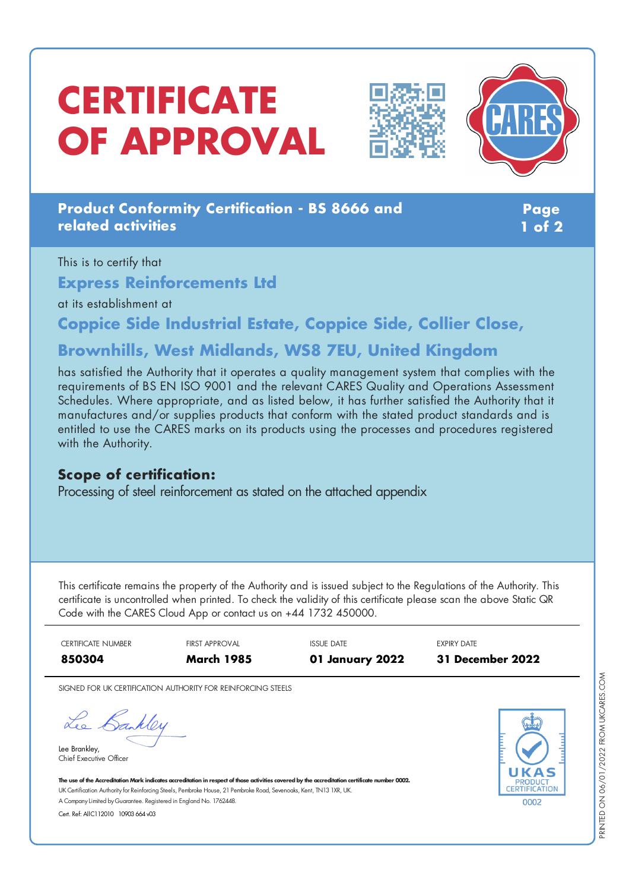# CERTIFICATE OF APPROVAL

**Product Conformity Certification - BS 8666 and related activities**

This is to certify that

**Express Reinforcements Ltd**

at its establishment at

**Coppice Side Industrial Estate, Coppice Side, Collier Close, Brownhills, West Midlands, WS8 7EU, United Kingdom**

has satisfied the Authority that it operates a quality management system that complies with the requirements of BS EN ISO 9001 and the relevant CARES Quality and Operations Assessment Schedules. Where appropriate, and as listed below, it has further satisfied the Authority that it manufactures and/or supplies products that conform with the stated product standards and is entitled to use the CARES marks on its products using the processes and procedures registered with the Authority.

## Scope of certification:

Processing of steel reinforcement as stated on the attached appendix

This certificate remains the property of the Authority and is issued subject to the Regulations of the Authority. This certificate is uncontrolled when printed. To check the validity of this certificate please scan the above Static QR Code with the CARES Cloud App or contact us on +44 1732 450000.

| CERTIFICATE NUMBER | FIRST APPROVAL | ISSUE DATE | EXPIRY DATE |
|---|---|---|---|
| **850304** | **March 1985** | **01 January 2022** | **31 December 2022** |

SIGNED FOR UK CERTIFICATION AUTHORITY FOR REINFORCING STEELS

Lee Brankley,
Chief Executive Officer

**The use of the Accreditation Mark indicates accreditation in respect of those activities covered by the accreditation certificate number 0002.**
UK Certification Authority for Reinforcing Steels, Pembroke House, 21 Pembroke Road, Sevenoaks, Kent, TN13 1XR, UK.
A Company Limited by Guarantee. Registered in England No. 1762448.

Cert. Ref: AIIC112010 10903 664 v03

UKAS PRODUCT CERTIFICATION 0002

PRINTED ON 06/01/2022 FROM UKCARES.COM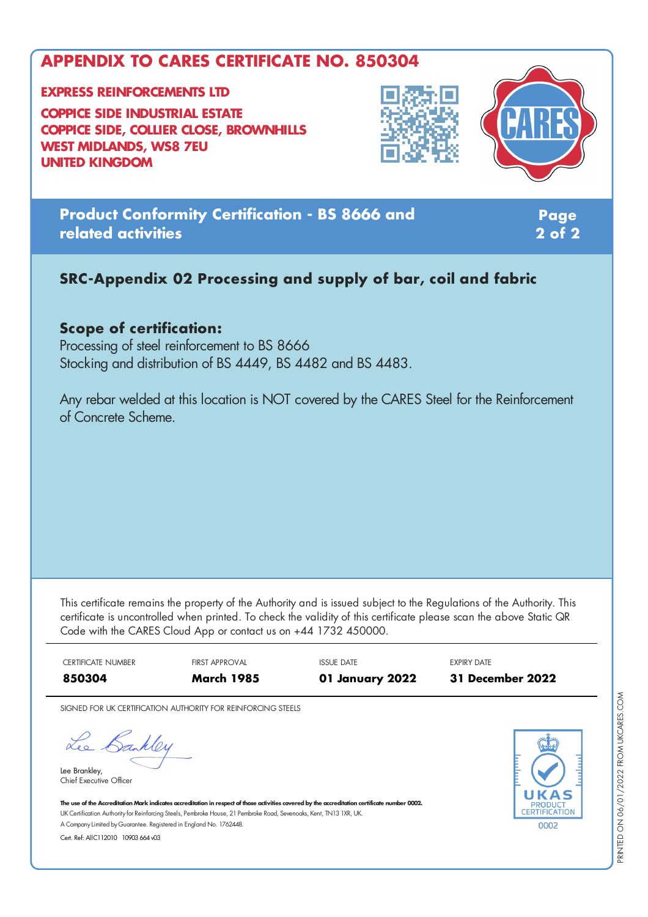# APPENDIX TO CARES CERTIFICATE NO. 850304

**EXPRESS REINFORCEMENTS LTD**

**COPPICE SIDE INDUSTRIAL ESTATE**
**COPPICE SIDE, COLLIER CLOSE, BROWNHILLS**
**WEST MIDLANDS, WS8 7EU**
**UNITED KINGDOM**

## Product Conformity Certification - BS 8666 and related activities

### SRC-Appendix 02 Processing and supply of bar, coil and fabric

**Scope of certification:**

Processing of steel reinforcement to BS 8666
Stocking and distribution of BS 4449, BS 4482 and BS 4483.

Any rebar welded at this location is NOT covered by the CARES Steel for the Reinforcement of Concrete Scheme.

This certificate remains the property of the Authority and is issued subject to the Regulations of the Authority. This certificate is uncontrolled when printed. To check the validity of this certificate please scan the above Static QR Code with the CARES Cloud App or contact us on +44 1732 450000.

| CERTIFICATE NUMBER | FIRST APPROVAL | ISSUE DATE | EXPIRY DATE |
|---|---|---|---|
| **850304** | **March 1985** | **01 January 2022** | **31 December 2022** |

SIGNED FOR UK CERTIFICATION AUTHORITY FOR REINFORCING STEELS

Lee Brankley,
Chief Executive Officer

**The use of the Accreditation Mark indicates accreditation in respect of those activities covered by the accreditation certificate number 0002.**
UK Certification Authority for Reinforcing Steels, Pembroke House, 21 Pembroke Road, Sevenoaks, Kent, TN13 1XR, UK.
A Company Limited by Guarantee. Registered in England No. 1762448.
Cert. Ref: AIIC112010 10903 664 v03

UKAS PRODUCT CERTIFICATION 0002

PRINTED ON 06/01/2022 FROM UKCARES.COM